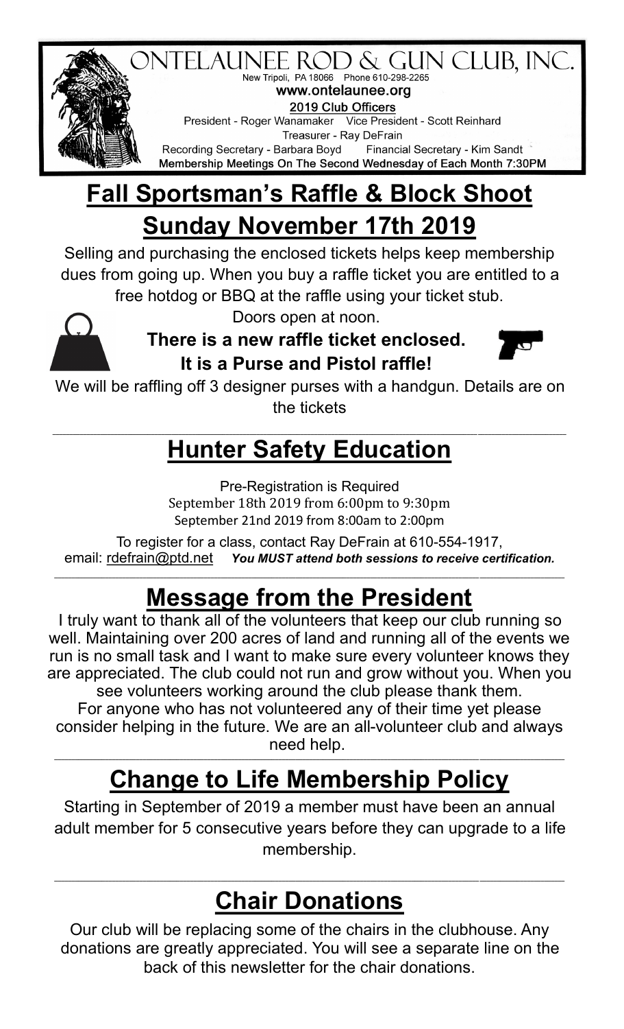# ONTELAUNEE ROD & GUN CLUB, INC.

New Tripoli, PA 18066 Phone 610-298-2265

**www.ontelaunee.org**

**2019 Club Officers**

President - Roger Wanamaker Vice President - Scott Reinhard

Treasurer - Ray DeFrain

Recording Secretary - Barbara Boyd Financial Secretary - Kim Sandt

**Membership Meetings On The Second Wednesday of Each Month 7:30PM**

## Fall Sportsman's Raffle & Block Shoot

## Sunday November 17th 2019

Selling and purchasing the enclosed tickets helps keep membership dues from going up. When you buy a raffle ticket you are entitled to a free hotdog or BBQ at the raffle using your ticket stub.

Doors open at noon.

**There is a new raffle ticket enclosed.**

**It is a Purse and Pistol raffle!**

We will be raffling off 3 designer purses with a handgun. Details are on the tickets

---

## Hunter Safety Education

Pre-Registration is Required

September 18th 2019 from 6:00pm to 9:30pm

September 21nd 2019 from 8:00am to 2:00pm

To register for a class, contact Ray DeFrain at 610-554-1917, email: rdefrain@ptd.net ***You MUST attend both sessions to receive certification.***

---

## Message from the President

I truly want to thank all of the volunteers that keep our club running so well. Maintaining over 200 acres of land and running all of the events we run is no small task and I want to make sure every volunteer knows they are appreciated. The club could not run and grow without you. When you see volunteers working around the club please thank them.

For anyone who has not volunteered any of their time yet please consider helping in the future. We are an all-volunteer club and always need help.

---

## Change to Life Membership Policy

Starting in September of 2019 a member must have been an annual adult member for 5 consecutive years before they can upgrade to a life membership.

---

## Chair Donations

Our club will be replacing some of the chairs in the clubhouse. Any donations are greatly appreciated. You will see a separate line on the back of this newsletter for the chair donations.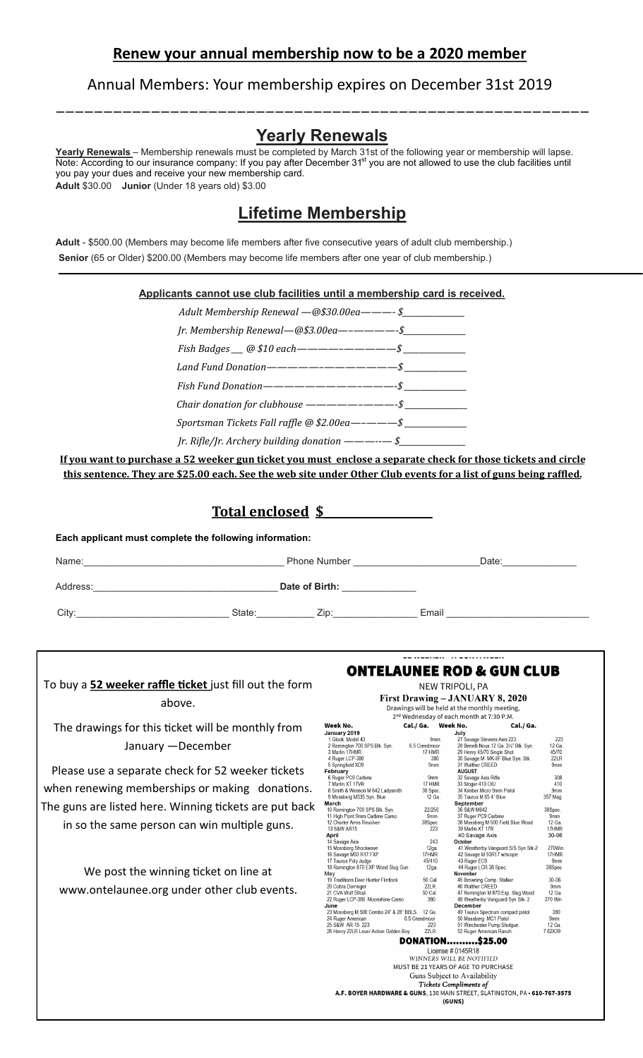## Renew your annual membership now to be a 2020 member

Annual Members: Your membership expires on December 31st 2019

---

## Yearly Renewals

**Yearly Renewals** – Membership renewals must be completed by March 31st of the following year or membership will lapse. Note: According to our insurance company: If you pay after December 31st you are not allowed to use the club facilities until you pay your dues and receive your new membership card.

**Adult** $30.00 **Junior** (Under 18 years old) $3.00

## Lifetime Membership

**Adult** - $500.00 (Members may become life members after five consecutive years of adult club membership.)

**Senior** (65 or Older) $200.00 (Members may become life members after one year of club membership.)

---

**Applicants cannot use club facilities until a membership card is received.**

*Adult Membership Renewal —@$30.00ea———- $____________*

*Jr. Membership Renewal—@$3.00ea———————$____________*

*Fish Badges __ @ $10 each————————————$ ____________*

*Land Fund Donation————————————————$ ____________*

*Fish Fund Donation————————————————-$ ____________*

*Chair donation for clubhouse ————————————-$ ____________*

*Sportsman Tickets Fall raffle @ $2.00ea—-———$ ____________*

*Jr. Rifle/Jr. Archery building donation ———-—— $____________*

**If you want to purchase a 52 weeker gun ticket you must enclose a separate check for those tickets and circle this sentence. They are $25.00 each. See the web site under Other Club events for a list of guns being raffled.**

**Total enclosed $________________**

**Each applicant must complete the following information:**

Name:_________________________________ Phone Number ______________________ Date:_____________

Address:_______________________________ **Date of Birth:** _____________

City:___________________________ State:__________ Zip:_______________ Email ___________________________

---

To buy a **52 weeker raffle ticket** just fill out the form above.

The drawings for this ticket will be monthly from January —December

Please use a separate check for 52 weeker tickets when renewing memberships or making donations. The guns are listed here. Winning tickets are put back in so the same person can win multiple guns.

We post the winning ticket on line at www.ontelaunee.org under other club events.

# ONTELAUNEE ROD & GUN CLUB

NEW TRIPOLI, PA

**First Drawing – JANUARY 8, 2020**

Drawings will be held at the monthly meeting, 2nd Wednesday of each month at 7:30 P.M.

| Week No. | Cal./ Ga. | Week No. | Cal./ Ga. |
|---|---|---|---|
| **January 2019** | | **July** | |
| 1 Glock Model 43 | 9mm. | 27 Savage Stevens Axis 223 | 223 |
| 2 Remington 700 SPS Blk. Syn. | 6.5 Creedmoor | 28 Benelli Nova 12 Ga. 3½" Blk. Syn. | 12 Ga. |
| 3 Marlin 17HMR | 17 HMR | 29 Henry 45/70 Single Shot | 45/70 |
| 4 Ruger LCP-380 | 380 | 30 Savage M. MK-IIF Blue Syn. Stk. | 22LR |
| 5 Springfield XD9 | 9mm | 31 Walther CREED | 9mm |
| **February** | | **AUGUST** | |
| 6 Ruger PC9 Carbine | 9mm. | 32 Savage Axis Rifle | 308 |
| 7 Marlin XT 17VR | 17 HMR | 33 Stoger 410 O/U | 410 |
| 8 Smith & Wesson M 642 Ladysmith | 38 Spec. | 34 Kimber Micro 9mm Pistol | 9mm |
| 9 Mossberg M535 Syn. Blue | 12 Ga. | 35 Taurus M 65 4" Blue | 357 Mag. |
| **March** | | **September** | |
| 10 Remington 700 SPS Blk. Syn. | 22/250 | 36 S&W M642 | 38Spec. |
| 11 High Point 9mm Carbine Camo | 9mm | 37 Ruger PC9 Carbine | 9mm |
| 12 Charter Arms Revolver | 38Spec. | 38 Mossberg M 500 Field Blue Wood | 12 Ga. |
| 13 S&W AR15 | 223 | 39 Marlin XT 17R | 17HMR |
| **April** | | 40 Savage Axis | 30-06 |
| 14 Savage Axis | 243 | **October** | |
| 15 Mossberg Shockwave | 12ga. | 41 Weatherby Vanguard S/S Syn Stk-2 | 270Win. |
| 16 Savage M93 R17 FXP | 17HMR | 42 Savage M 93R17 w/scope | 17HMR |
| 17 Taurus Poly Judge | 45/410 | 43 Ruger EC9 | 9mm |
| 18 Remington 870 EXP Wood Slug Gun | 12ga. | 44 Ruger LCR 38 Spec. | 38Spec |
| **May** | | **November** | |
| 19 Traditions Deer Hunter Flintlock | 50 Cal. | 45 Browning Comp. Stalker | 30-06 |
| 20 Cobra Derringer | 22LR. | 46 Walther CREED | 9mm |
| 21 CVA Wolf 50cal. | 50 Cal. | 47 Remington M 870 Exp. Slug Wood | 12 Ga. |
| 22 Ruger LCP-380 Moonshine Camo | 380 | 48 Weatherby Vanguard Syn Stk- 2. | 270 Win |
| **June** | | **December** | |
| 23 Mossberg M 500 Combo 24" & 28" BBLS. | 12 Ga. | 49 Taurus Spectrum compact pistol. | 380 |
| 24 Ruger American | 6.5 Creedmoor | 50 Mossberg MC1 Pistol | 9mm |
| 25 S&W AR-15 223 | 223 | 51 Winchester Pump Shotgun. | 12 Ga. |
| 26 Henry 22LR Lever Action Golden Boy | 22LR | 52 Ruger American Ranch | 7.62X39 |

**DONATION..........$25.00**

License # 0145R18

*WINNERS WILL BE NOTIFIED*

MUST BE 21 YEARS OF AGE TO PURCHASE

Guns Subject to Availability

*Tickets Compliments of*

**A.F. BOYER HARDWARE & GUNS**, 130 MAIN STREET, SLATINGTON, PA • **610-767-3575 (GUNS)**